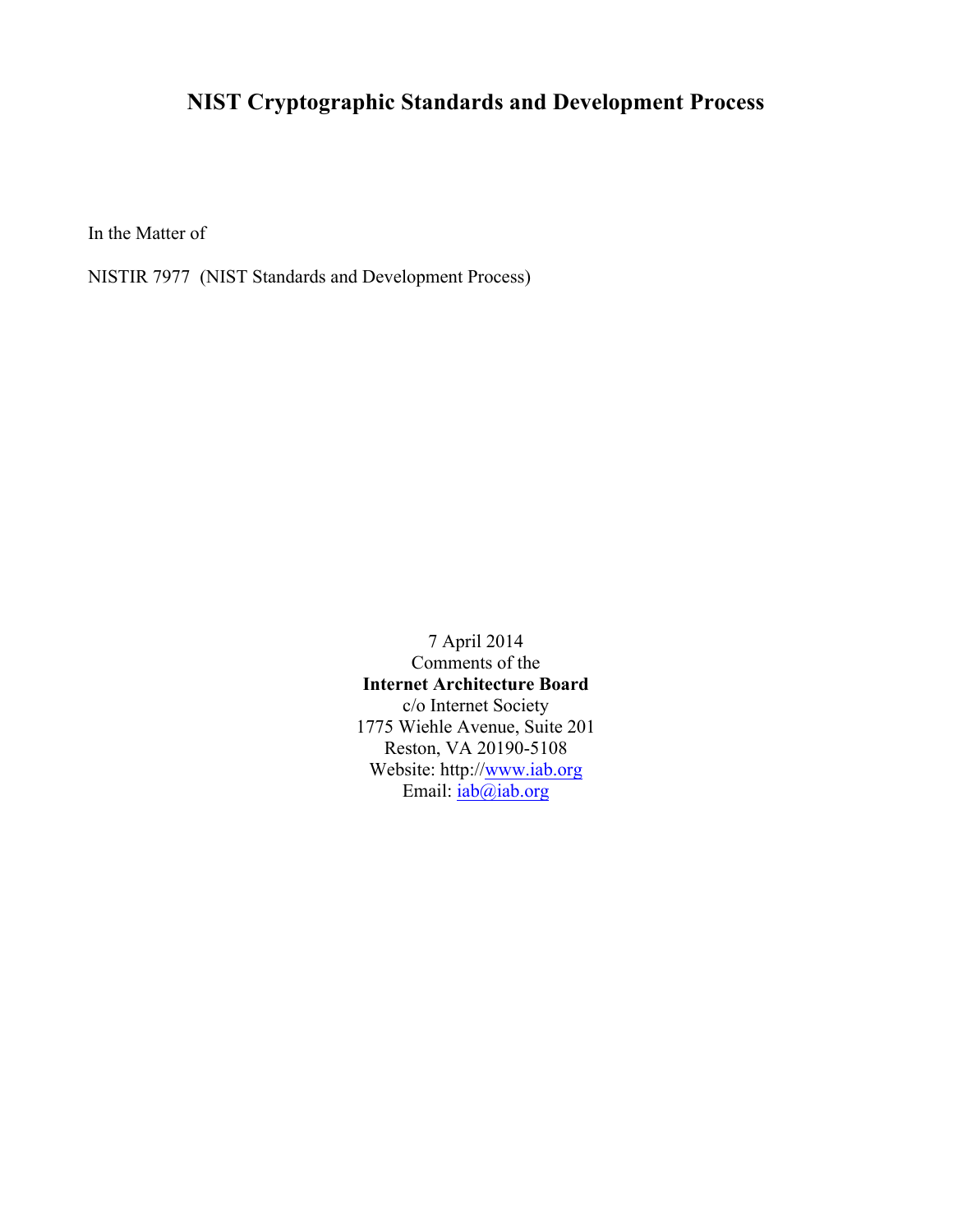# NIST Cryptographic Standards and Development Process

In the Matter of

NISTIR 7977 (NIST Standards and Development Process)

7 April 2014
Comments of the
**Internet Architecture Board**
c/o Internet Society
1775 Wiehle Avenue, Suite 201
Reston, VA 20190-5108
Website: http://www.iab.org
Email: iab@iab.org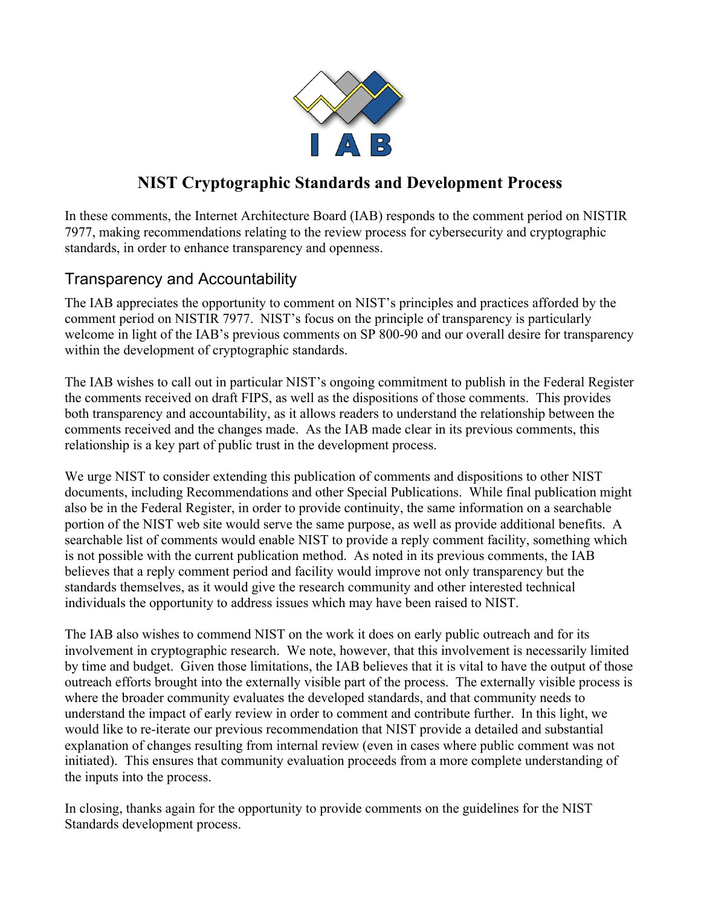# NIST Cryptographic Standards and Development Process

In these comments, the Internet Architecture Board (IAB) responds to the comment period on NISTIR 7977, making recommendations relating to the review process for cybersecurity and cryptographic standards, in order to enhance transparency and openness.

## Transparency and Accountability

The IAB appreciates the opportunity to comment on NIST's principles and practices afforded by the comment period on NISTIR 7977. NIST's focus on the principle of transparency is particularly welcome in light of the IAB's previous comments on SP 800-90 and our overall desire for transparency within the development of cryptographic standards.

The IAB wishes to call out in particular NIST's ongoing commitment to publish in the Federal Register the comments received on draft FIPS, as well as the dispositions of those comments. This provides both transparency and accountability, as it allows readers to understand the relationship between the comments received and the changes made. As the IAB made clear in its previous comments, this relationship is a key part of public trust in the development process.

We urge NIST to consider extending this publication of comments and dispositions to other NIST documents, including Recommendations and other Special Publications. While final publication might also be in the Federal Register, in order to provide continuity, the same information on a searchable portion of the NIST web site would serve the same purpose, as well as provide additional benefits. A searchable list of comments would enable NIST to provide a reply comment facility, something which is not possible with the current publication method. As noted in its previous comments, the IAB believes that a reply comment period and facility would improve not only transparency but the standards themselves, as it would give the research community and other interested technical individuals the opportunity to address issues which may have been raised to NIST.

The IAB also wishes to commend NIST on the work it does on early public outreach and for its involvement in cryptographic research. We note, however, that this involvement is necessarily limited by time and budget. Given those limitations, the IAB believes that it is vital to have the output of those outreach efforts brought into the externally visible part of the process. The externally visible process is where the broader community evaluates the developed standards, and that community needs to understand the impact of early review in order to comment and contribute further. In this light, we would like to re-iterate our previous recommendation that NIST provide a detailed and substantial explanation of changes resulting from internal review (even in cases where public comment was not initiated). This ensures that community evaluation proceeds from a more complete understanding of the inputs into the process.

In closing, thanks again for the opportunity to provide comments on the guidelines for the NIST Standards development process.